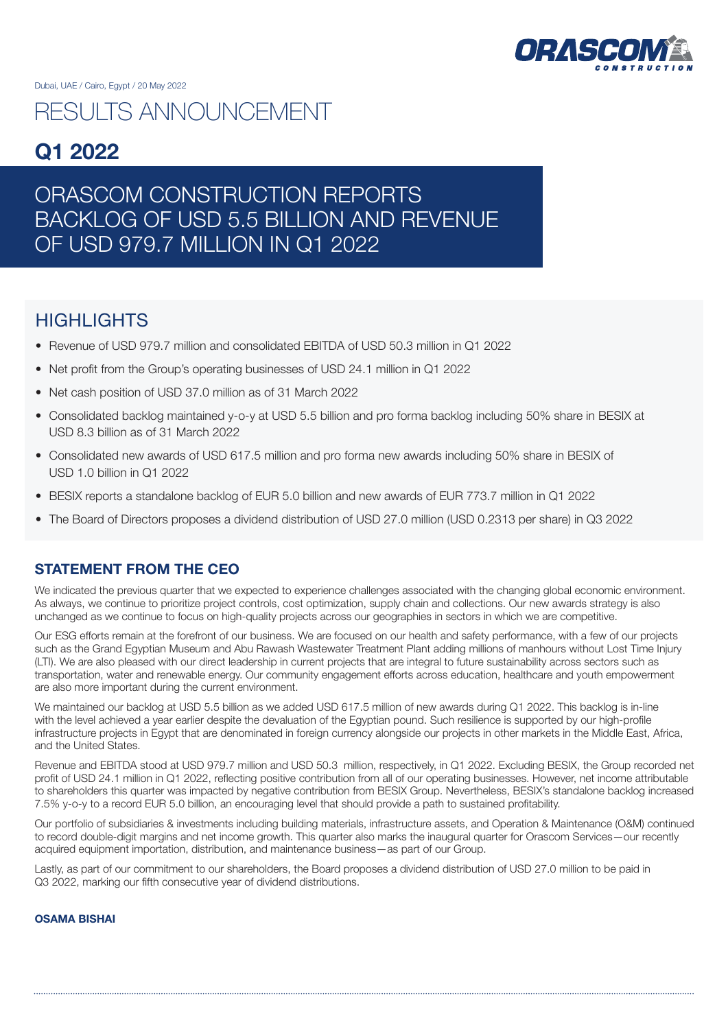Dubai, UAE / Cairo, Egypt / 20 May 2022

# RESULTS ANNOUNCEMENT

## Q1 2022

## ORASCOM CONSTRUCTION REPORTS BACKLOG OF USD 5.5 BILLION AND REVENUE OF USD 979.7 MILLION IN Q1 2022

## HIGHLIGHTS

- Revenue of USD 979.7 million and consolidated EBITDA of USD 50.3 million in Q1 2022
- Net profit from the Group's operating businesses of USD 24.1 million in Q1 2022
- Net cash position of USD 37.0 million as of 31 March 2022
- Consolidated backlog maintained y-o-y at USD 5.5 billion and pro forma backlog including 50% share in BESIX at USD 8.3 billion as of 31 March 2022
- Consolidated new awards of USD 617.5 million and pro forma new awards including 50% share in BESIX of USD 1.0 billion in Q1 2022
- BESIX reports a standalone backlog of EUR 5.0 billion and new awards of EUR 773.7 million in Q1 2022
- The Board of Directors proposes a dividend distribution of USD 27.0 million (USD 0.2313 per share) in Q3 2022

### STATEMENT FROM THE CEO

We indicated the previous quarter that we expected to experience challenges associated with the changing global economic environment. As always, we continue to prioritize project controls, cost optimization, supply chain and collections. Our new awards strategy is also unchanged as we continue to focus on high-quality projects across our geographies in sectors in which we are competitive.

Our ESG efforts remain at the forefront of our business. We are focused on our health and safety performance, with a few of our projects such as the Grand Egyptian Museum and Abu Rawash Wastewater Treatment Plant adding millions of manhours without Lost Time Injury (LTI). We are also pleased with our direct leadership in current projects that are integral to future sustainability across sectors such as transportation, water and renewable energy. Our community engagement efforts across education, healthcare and youth empowerment are also more important during the current environment.

We maintained our backlog at USD 5.5 billion as we added USD 617.5 million of new awards during Q1 2022. This backlog is in-line with the level achieved a year earlier despite the devaluation of the Egyptian pound. Such resilience is supported by our high-profile infrastructure projects in Egypt that are denominated in foreign currency alongside our projects in other markets in the Middle East, Africa, and the United States.

Revenue and EBITDA stood at USD 979.7 million and USD 50.3 million, respectively, in Q1 2022. Excluding BESIX, the Group recorded net profit of USD 24.1 million in Q1 2022, reflecting positive contribution from all of our operating businesses. However, net income attributable to shareholders this quarter was impacted by negative contribution from BESIX Group. Nevertheless, BESIX's standalone backlog increased 7.5% y-o-y to a record EUR 5.0 billion, an encouraging level that should provide a path to sustained profitability.

Our portfolio of subsidiaries & investments including building materials, infrastructure assets, and Operation & Maintenance (O&M) continued to record double-digit margins and net income growth. This quarter also marks the inaugural quarter for Orascom Services—our recently acquired equipment importation, distribution, and maintenance business—as part of our Group.

Lastly, as part of our commitment to our shareholders, the Board proposes a dividend distribution of USD 27.0 million to be paid in Q3 2022, marking our fifth consecutive year of dividend distributions.

**OSAMA BISHAI**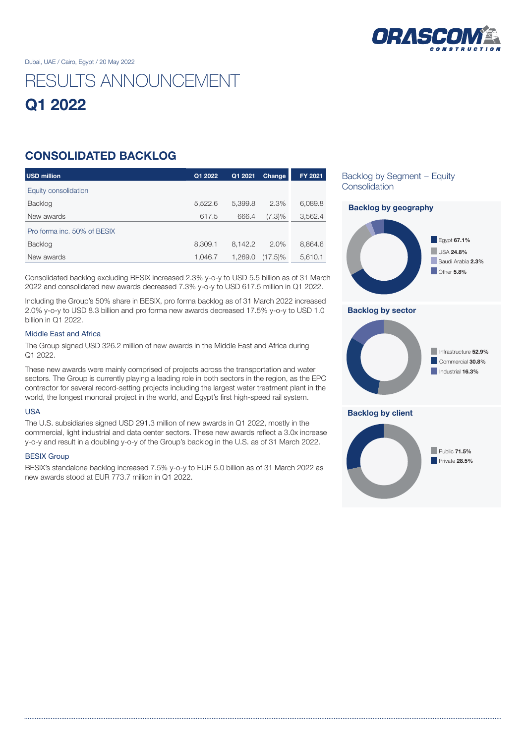Dubai, UAE / Cairo, Egypt / 20 May 2022

# RESULTS ANNOUNCEMENT

# Q1 2022

## CONSOLIDATED BACKLOG

| USD million | Q1 2022 | Q1 2021 | Change | FY 2021 |
|---|---|---|---|---|
| Equity consolidation | | | | |
| Backlog | 5,522.6 | 5,399.8 | 2.3% | 6,089.8 |
| New awards | 617.5 | 666.4 | (7.3)% | 3,562.4 |
| Pro forma inc. 50% of BESIX | | | | |
| Backlog | 8,309.1 | 8,142.2 | 2.0% | 8,864.6 |
| New awards | 1,046.7 | 1,269.0 | (17.5)% | 5,610.1 |

Consolidated backlog excluding BESIX increased 2.3% y-o-y to USD 5.5 billion as of 31 March 2022 and consolidated new awards decreased 7.3% y-o-y to USD 617.5 million in Q1 2022.

Including the Group's 50% share in BESIX, pro forma backlog as of 31 March 2022 increased 2.0% y-o-y to USD 8.3 billion and pro forma new awards decreased 17.5% y-o-y to USD 1.0 billion in Q1 2022.

### Middle East and Africa

The Group signed USD 326.2 million of new awards in the Middle East and Africa during Q1 2022.

These new awards were mainly comprised of projects across the transportation and water sectors. The Group is currently playing a leading role in both sectors in the region, as the EPC contractor for several record-setting projects including the largest water treatment plant in the world, the longest monorail project in the world, and Egypt's first high-speed rail system.

### USA

The U.S. subsidiaries signed USD 291.3 million of new awards in Q1 2022, mostly in the commercial, light industrial and data center sectors. These new awards reflect a 3.0x increase y-o-y and result in a doubling y-o-y of the Group's backlog in the U.S. as of 31 March 2022.

### BESIX Group

BESIX's standalone backlog increased 7.5% y-o-y to EUR 5.0 billion as of 31 March 2022 as new awards stood at EUR 773.7 million in Q1 2022.

### Backlog by Segment – Equity Consolidation

**Backlog by geography**

- Egypt **67.1%**
- USA **24.8%**
- Saudi Arabia **2.3%**
- Other **5.8%**

**Backlog by sector**

- Infrastructure **52.9%**
- Commercial **30.8%**
- Industrial **16.3%**

**Backlog by client**

- Public **71.5%**
- Private **28.5%**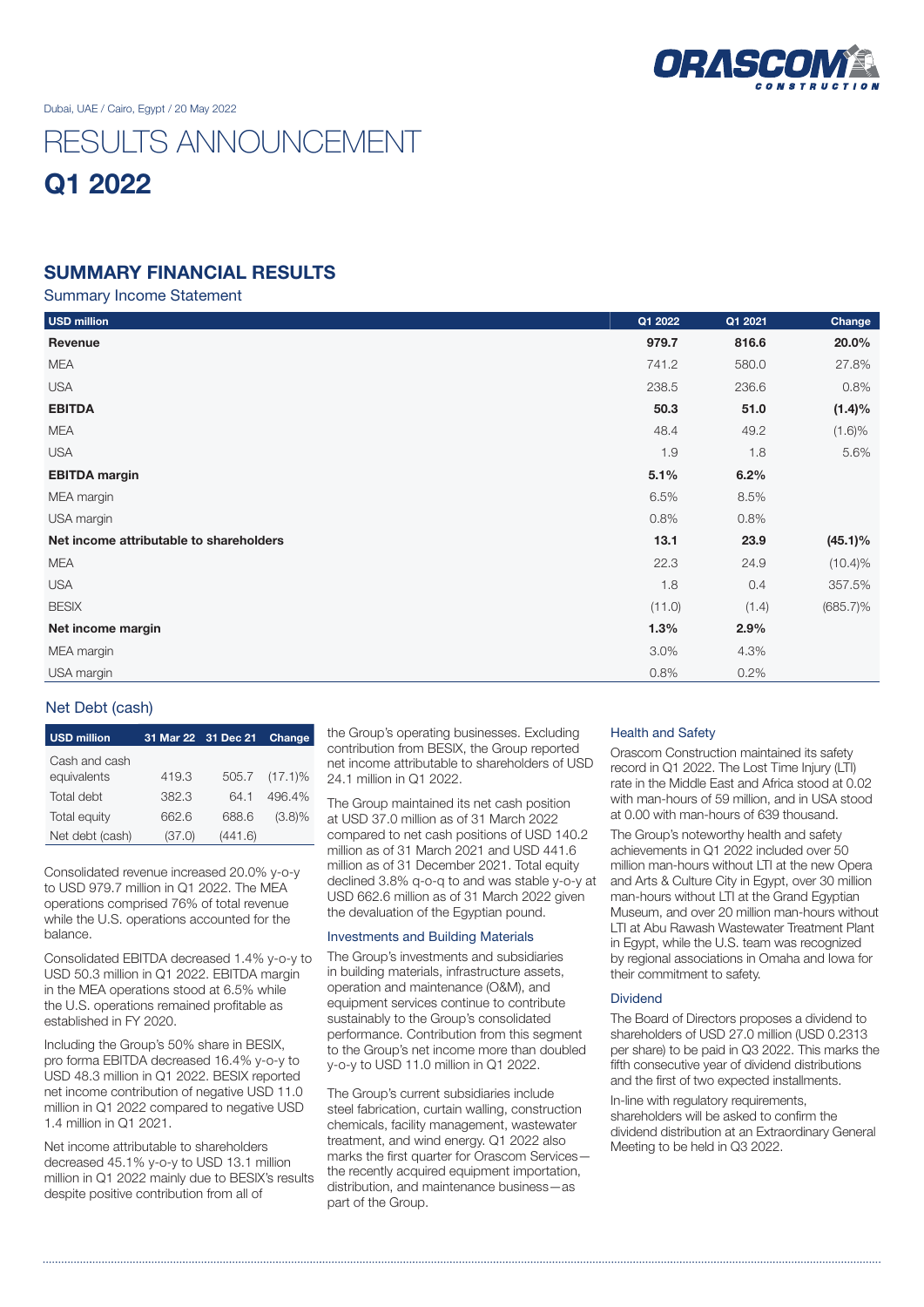Dubai, UAE / Cairo, Egypt / 20 May 2022

# RESULTS ANNOUNCEMENT

# Q1 2022

## SUMMARY FINANCIAL RESULTS

### Summary Income Statement

| USD million | Q1 2022 | Q1 2021 | Change |
|---|---|---|---|
| **Revenue** | **979.7** | **816.6** | **20.0%** |
| MEA | 741.2 | 580.0 | 27.8% |
| USA | 238.5 | 236.6 | 0.8% |
| **EBITDA** | **50.3** | **51.0** | **(1.4)%** |
| MEA | 48.4 | 49.2 | (1.6)% |
| USA | 1.9 | 1.8 | 5.6% |
| **EBITDA margin** | **5.1%** | **6.2%** | |
| MEA margin | 6.5% | 8.5% | |
| USA margin | 0.8% | 0.8% | |
| **Net income attributable to shareholders** | **13.1** | **23.9** | **(45.1)%** |
| MEA | 22.3 | 24.9 | (10.4)% |
| USA | 1.8 | 0.4 | 357.5% |
| BESIX | (11.0) | (1.4) | (685.7)% |
| **Net income margin** | **1.3%** | **2.9%** | |
| MEA margin | 3.0% | 4.3% | |
| USA margin | 0.8% | 0.2% | |

### Net Debt (cash)

| USD million | 31 Mar 22 | 31 Dec 21 | Change |
|---|---|---|---|
| Cash and cash equivalents | 419.3 | 505.7 | (17.1)% |
| Total debt | 382.3 | 64.1 | 496.4% |
| Total equity | 662.6 | 688.6 | (3.8)% |
| Net debt (cash) | (37.0) | (441.6) | |

Consolidated revenue increased 20.0% y-o-y to USD 979.7 million in Q1 2022. The MEA operations comprised 76% of total revenue while the U.S. operations accounted for the balance.

Consolidated EBITDA decreased 1.4% y-o-y to USD 50.3 million in Q1 2022. EBITDA margin in the MEA operations stood at 6.5% while the U.S. operations remained profitable as established in FY 2020.

Including the Group's 50% share in BESIX, pro forma EBITDA decreased 16.4% y-o-y to USD 48.3 million in Q1 2022. BESIX reported net income contribution of negative USD 11.0 million in Q1 2022 compared to negative USD 1.4 million in Q1 2021.

Net income attributable to shareholders decreased 45.1% y-o-y to USD 13.1 million million in Q1 2022 mainly due to BESIX's results despite positive contribution from all of the Group's operating businesses. Excluding contribution from BESIX, the Group reported net income attributable to shareholders of USD 24.1 million in Q1 2022.

The Group maintained its net cash position at USD 37.0 million as of 31 March 2022 compared to net cash positions of USD 140.2 million as of 31 March 2021 and USD 441.6 million as of 31 December 2021. Total equity declined 3.8% q-o-q to and was stable y-o-y at USD 662.6 million as of 31 March 2022 given the devaluation of the Egyptian pound.

### Investments and Building Materials

The Group's investments and subsidiaries in building materials, infrastructure assets, operation and maintenance (O&M), and equipment services continue to contribute sustainably to the Group's consolidated performance. Contribution from this segment to the Group's net income more than doubled y-o-y to USD 11.0 million in Q1 2022.

The Group's current subsidiaries include steel fabrication, curtain walling, construction chemicals, facility management, wastewater treatment, and wind energy. Q1 2022 also marks the first quarter for Orascom Services—the recently acquired equipment importation, distribution, and maintenance business—as part of the Group.

### Health and Safety

Orascom Construction maintained its safety record in Q1 2022. The Lost Time Injury (LTI) rate in the Middle East and Africa stood at 0.02 with man-hours of 59 million, and in USA stood at 0.00 with man-hours of 639 thousand.

The Group's noteworthy health and safety achievements in Q1 2022 included over 50 million man-hours without LTI at the new Opera and Arts & Culture City in Egypt, over 30 million man-hours without LTI at the Grand Egyptian Museum, and over 20 million man-hours without LTI at Abu Rawash Wastewater Treatment Plant in Egypt, while the U.S. team was recognized by regional associations in Omaha and Iowa for their commitment to safety.

### Dividend

The Board of Directors proposes a dividend to shareholders of USD 27.0 million (USD 0.2313 per share) to be paid in Q3 2022. This marks the fifth consecutive year of dividend distributions and the first of two expected installments.

In-line with regulatory requirements, shareholders will be asked to confirm the dividend distribution at an Extraordinary General Meeting to be held in Q3 2022.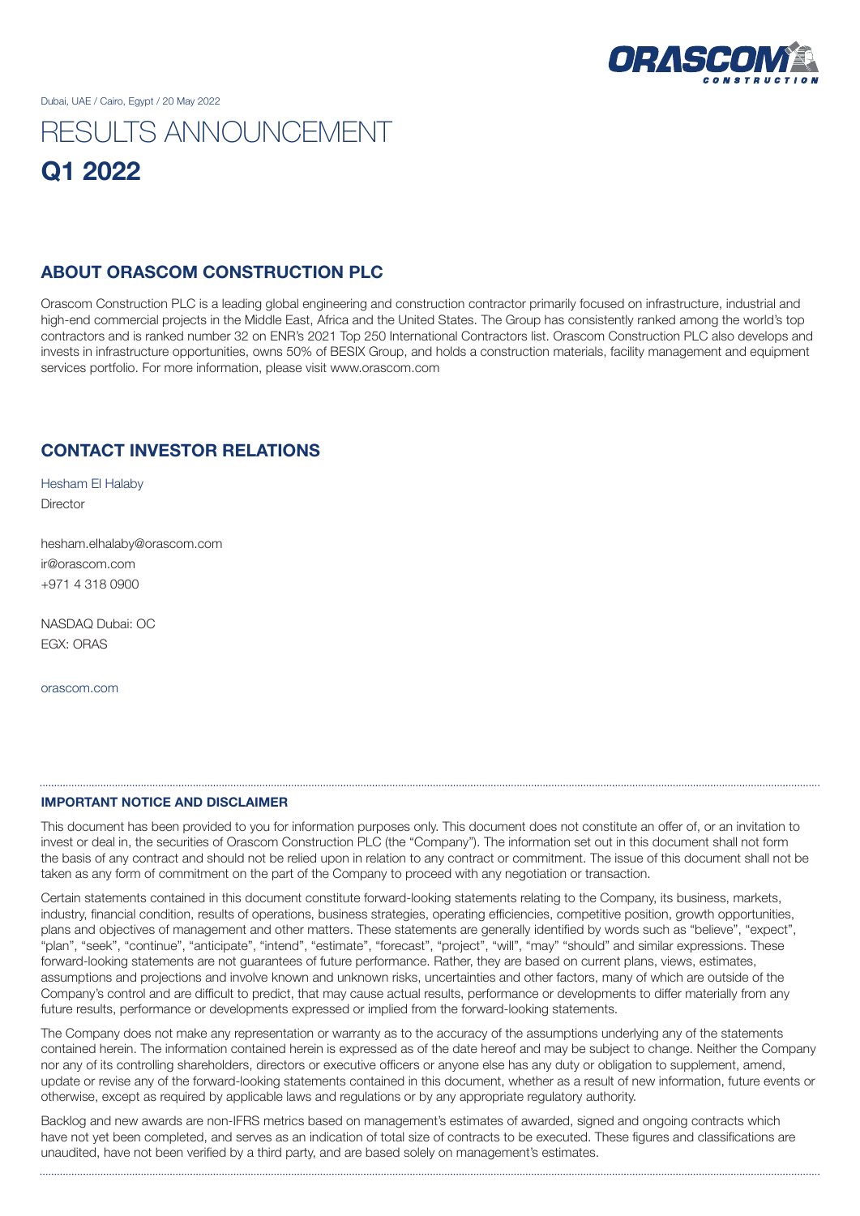Dubai, UAE / Cairo, Egypt / 20 May 2022

# RESULTS ANNOUNCEMENT

# Q1 2022

## ABOUT ORASCOM CONSTRUCTION PLC

Orascom Construction PLC is a leading global engineering and construction contractor primarily focused on infrastructure, industrial and high-end commercial projects in the Middle East, Africa and the United States. The Group has consistently ranked among the world's top contractors and is ranked number 32 on ENR's 2021 Top 250 International Contractors list. Orascom Construction PLC also develops and invests in infrastructure opportunities, owns 50% of BESIX Group, and holds a construction materials, facility management and equipment services portfolio. For more information, please visit www.orascom.com

## CONTACT INVESTOR RELATIONS

Hesham El Halaby
Director

hesham.elhalaby@orascom.com
ir@orascom.com
+971 4 318 0900

NASDAQ Dubai: OC
EGX: ORAS

orascom.com

#### IMPORTANT NOTICE AND DISCLAIMER

This document has been provided to you for information purposes only. This document does not constitute an offer of, or an invitation to invest or deal in, the securities of Orascom Construction PLC (the "Company"). The information set out in this document shall not form the basis of any contract and should not be relied upon in relation to any contract or commitment. The issue of this document shall not be taken as any form of commitment on the part of the Company to proceed with any negotiation or transaction.

Certain statements contained in this document constitute forward-looking statements relating to the Company, its business, markets, industry, financial condition, results of operations, business strategies, operating efficiencies, competitive position, growth opportunities, plans and objectives of management and other matters. These statements are generally identified by words such as "believe", "expect", "plan", "seek", "continue", "anticipate", "intend", "estimate", "forecast", "project", "will", "may" "should" and similar expressions. These forward-looking statements are not guarantees of future performance. Rather, they are based on current plans, views, estimates, assumptions and projections and involve known and unknown risks, uncertainties and other factors, many of which are outside of the Company's control and are difficult to predict, that may cause actual results, performance or developments to differ materially from any future results, performance or developments expressed or implied from the forward-looking statements.

The Company does not make any representation or warranty as to the accuracy of the assumptions underlying any of the statements contained herein. The information contained herein is expressed as of the date hereof and may be subject to change. Neither the Company nor any of its controlling shareholders, directors or executive officers or anyone else has any duty or obligation to supplement, amend, update or revise any of the forward-looking statements contained in this document, whether as a result of new information, future events or otherwise, except as required by applicable laws and regulations or by any appropriate regulatory authority.

Backlog and new awards are non-IFRS metrics based on management's estimates of awarded, signed and ongoing contracts which have not yet been completed, and serves as an indication of total size of contracts to be executed. These figures and classifications are unaudited, have not been verified by a third party, and are based solely on management's estimates.